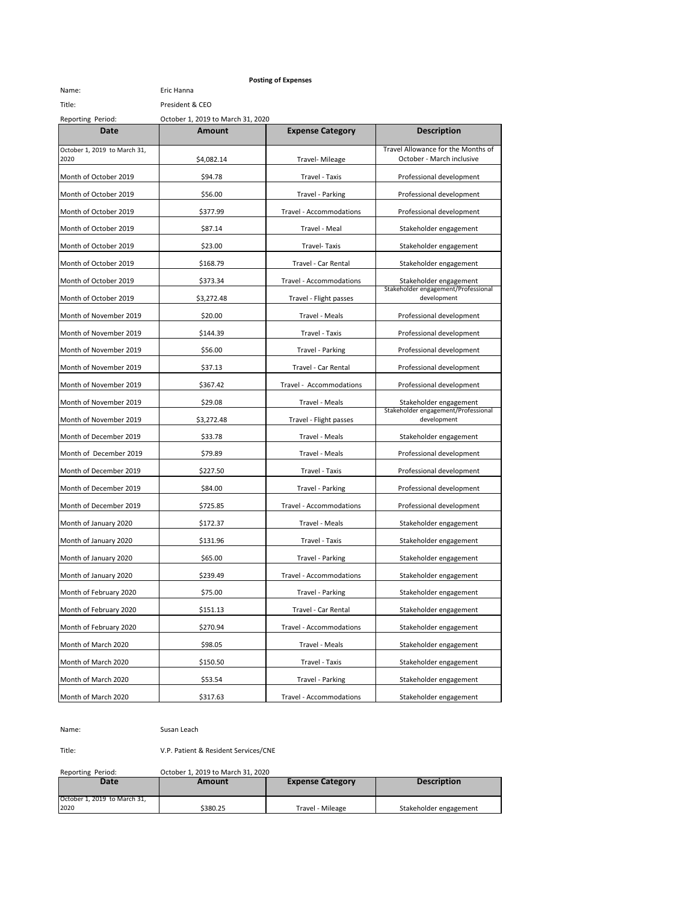**Posting of Expenses**

Name: Eric Hanna

Title: President & CEO

Reporting Period: October 1, 2019 to March 31, 2020

| Date | Amount | Expense Category | Description |
|---|---|---|---|
| October 1, 2019 to March 31, 2020 | $4,082.14 | Travel- Mileage | Travel Allowance for the Months of October - March inclusive |
| Month of October 2019 | $94.78 | Travel - Taxis | Professional development |
| Month of October 2019 | $56.00 | Travel - Parking | Professional development |
| Month of October 2019 | $377.99 | Travel - Accommodations | Professional development |
| Month of October 2019 | $87.14 | Travel - Meal | Stakeholder engagement |
| Month of October 2019 | $23.00 | Travel- Taxis | Stakeholder engagement |
| Month of October 2019 | $168.79 | Travel - Car Rental | Stakeholder engagement |
| Month of October 2019 | $373.34 | Travel - Accommodations | Stakeholder engagement |
| Month of October 2019 | $3,272.48 | Travel - Flight passes | Stakeholder engagement/Professional development |
| Month of November 2019 | $20.00 | Travel - Meals | Professional development |
| Month of November 2019 | $144.39 | Travel - Taxis | Professional development |
| Month of November 2019 | $56.00 | Travel - Parking | Professional development |
| Month of November 2019 | $37.13 | Travel - Car Rental | Professional development |
| Month of November 2019 | $367.42 | Travel - Accommodations | Professional development |
| Month of November 2019 | $29.08 | Travel - Meals | Stakeholder engagement |
| Month of November 2019 | $3,272.48 | Travel - Flight passes | Stakeholder engagement/Professional development |
| Month of December 2019 | $33.78 | Travel - Meals | Stakeholder engagement |
| Month of December 2019 | $79.89 | Travel - Meals | Professional development |
| Month of December 2019 | $227.50 | Travel - Taxis | Professional development |
| Month of December 2019 | $84.00 | Travel - Parking | Professional development |
| Month of December 2019 | $725.85 | Travel - Accommodations | Professional development |
| Month of January 2020 | $172.37 | Travel - Meals | Stakeholder engagement |
| Month of January 2020 | $131.96 | Travel - Taxis | Stakeholder engagement |
| Month of January 2020 | $65.00 | Travel - Parking | Stakeholder engagement |
| Month of January 2020 | $239.49 | Travel - Accommodations | Stakeholder engagement |
| Month of February 2020 | $75.00 | Travel - Parking | Stakeholder engagement |
| Month of February 2020 | $151.13 | Travel - Car Rental | Stakeholder engagement |
| Month of February 2020 | $270.94 | Travel - Accommodations | Stakeholder engagement |
| Month of March 2020 | $98.05 | Travel - Meals | Stakeholder engagement |
| Month of March 2020 | $150.50 | Travel - Taxis | Stakeholder engagement |
| Month of March 2020 | $53.54 | Travel - Parking | Stakeholder engagement |
| Month of March 2020 | $317.63 | Travel - Accommodations | Stakeholder engagement |

Name: Susan Leach

Title: V.P. Patient & Resident Services/CNE

Reporting Period: October 1, 2019 to March 31, 2020

| Date | Amount | Expense Category | Description |
|---|---|---|---|
| October 1, 2019 to March 31, 2020 | $380.25 | Travel - Mileage | Stakeholder engagement |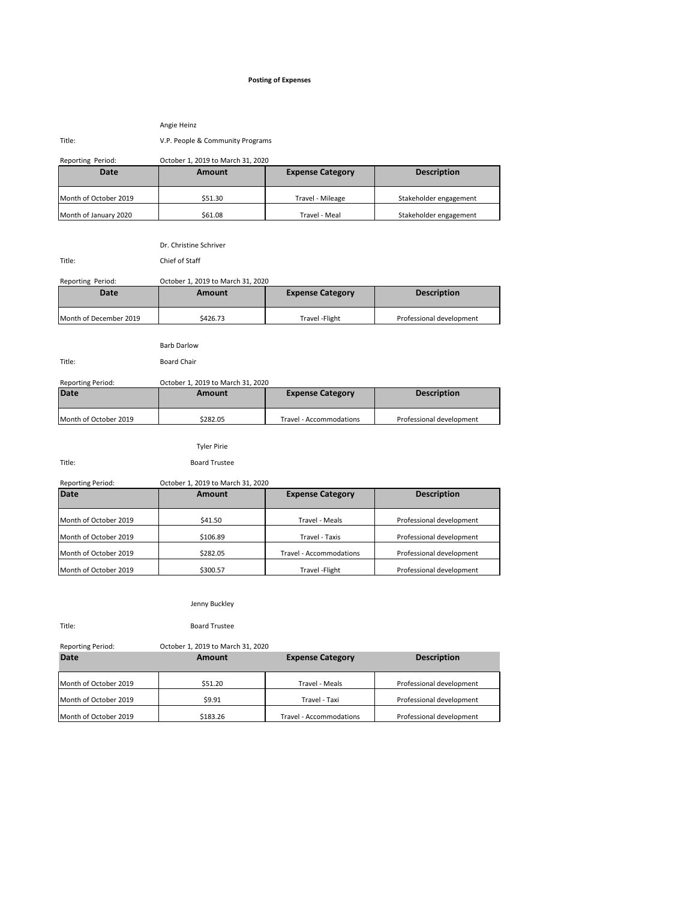**Posting of Expenses**

Angie Heinz

Title: V.P. People & Community Programs

Reporting Period: October 1, 2019 to March 31, 2020

| Date | Amount | Expense Category | Description |
|---|---|---|---|
| Month of October 2019 | $51.30 | Travel - Mileage | Stakeholder engagement |
| Month of January 2020 | $61.08 | Travel - Meal | Stakeholder engagement |

Dr. Christine Schriver

Title: Chief of Staff

Reporting Period: October 1, 2019 to March 31, 2020

| Date | Amount | Expense Category | Description |
|---|---|---|---|
| Month of December 2019 | $426.73 | Travel -Flight | Professional development |

Barb Darlow

Title: Board Chair

Reporting Period: October 1, 2019 to March 31, 2020

| Date | Amount | Expense Category | Description |
|---|---|---|---|
| Month of October 2019 | $282.05 | Travel - Accommodations | Professional development |

Tyler Pirie

Title: Board Trustee

Reporting Period: October 1, 2019 to March 31, 2020

| Date | Amount | Expense Category | Description |
|---|---|---|---|
| Month of October 2019 | $41.50 | Travel - Meals | Professional development |
| Month of October 2019 | $106.89 | Travel - Taxis | Professional development |
| Month of October 2019 | $282.05 | Travel - Accommodations | Professional development |
| Month of October 2019 | $300.57 | Travel -Flight | Professional development |

Jenny Buckley

Title: Board Trustee

Reporting Period: October 1, 2019 to March 31, 2020

| Date | Amount | Expense Category | Description |
|---|---|---|---|
| Month of October 2019 | $51.20 | Travel - Meals | Professional development |
| Month of October 2019 | $9.91 | Travel - Taxi | Professional development |
| Month of October 2019 | $183.26 | Travel - Accommodations | Professional development |